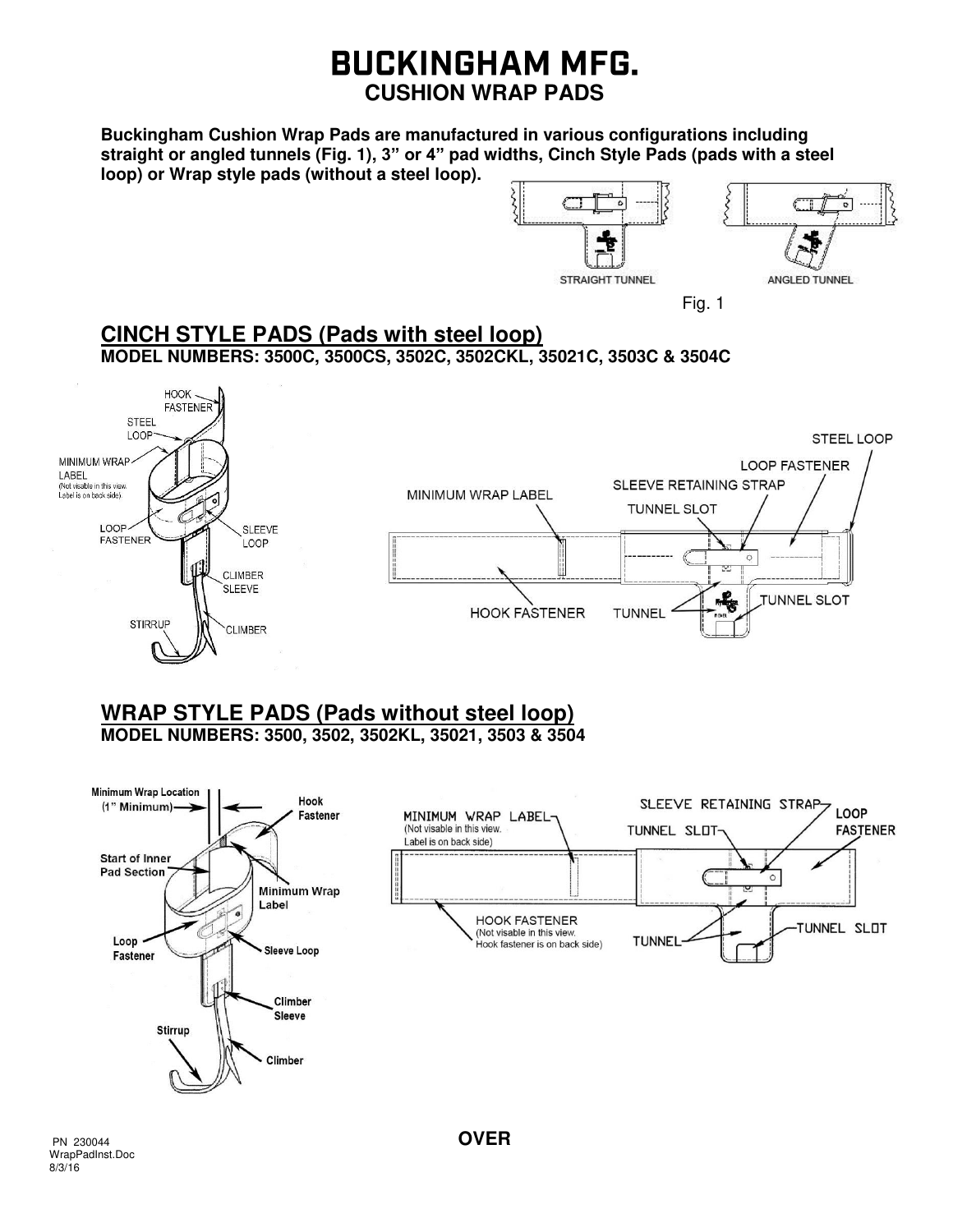# BUCKINGHAM MFG.

## CUSHION WRAP PADS

**Buckingham Cushion Wrap Pads are manufactured in various configurations including straight or angled tunnels (Fig. 1), 3" or 4" pad widths, Cinch Style Pads (pads with a steel loop) or Wrap style pads (without a steel loop).**

STRAIGHT TUNNEL

ANGLED TUNNEL

Fig. 1

## CINCH STYLE PADS (Pads with steel loop)

**MODEL NUMBERS: 3500C, 3500CS, 3502C, 3502CKL, 35021C, 3503C & 3504C**

HOOK FASTENER

STEEL LOOP

MINIMUM WRAP LABEL (Not visable in this view. Label is on back side).

LOOP FASTENER

SLEEVE LOOP

CLIMBER SLEEVE

STIRRUP

CLIMBER

STEEL LOOP

LOOP FASTENER

SLEEVE RETAINING STRAP

MINIMUM WRAP LABEL

TUNNEL SLOT

HOOK FASTENER

TUNNEL

TUNNEL SLOT

## WRAP STYLE PADS (Pads without steel loop)

**MODEL NUMBERS: 3500, 3502, 3502KL, 35021, 3503 & 3504**

Minimum Wrap Location (1" Minimum)

Hook Fastener

Start of Inner Pad Section

Minimum Wrap Label

Loop Fastener

Sleeve Loop

Climber Sleeve

Stirrup

Climber

SLEEVE RETAINING STRAP

MINIMUM WRAP LABEL (Not visable in this view. Label is on back side)

TUNNEL SLOT

LOOP FASTENER

HOOK FASTENER (Not visable in this view. Hook fastener is on back side)

TUNNEL

TUNNEL SLOT

PN 230044
WrapPadInst.Doc
8/3/16

**OVER**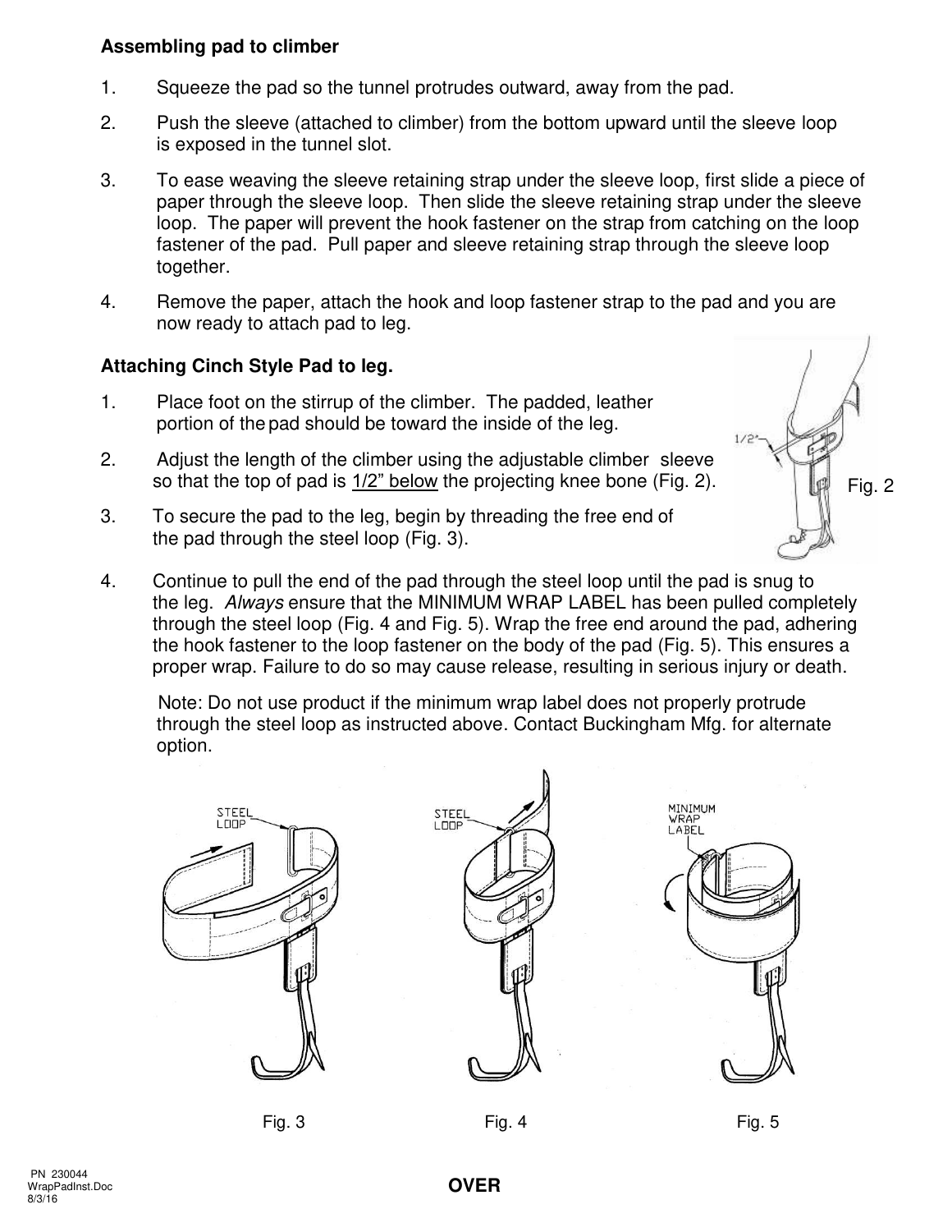**Assembling pad to climber**

1. Squeeze the pad so the tunnel protrudes outward, away from the pad.
2. Push the sleeve (attached to climber) from the bottom upward until the sleeve loop is exposed in the tunnel slot.
3. To ease weaving the sleeve retaining strap under the sleeve loop, first slide a piece of paper through the sleeve loop. Then slide the sleeve retaining strap under the sleeve loop. The paper will prevent the hook fastener on the strap from catching on the loop fastener of the pad. Pull paper and sleeve retaining strap through the sleeve loop together.
4. Remove the paper, attach the hook and loop fastener strap to the pad and you are now ready to attach pad to leg.

**Attaching Cinch Style Pad to leg.**

1. Place foot on the stirrup of the climber. The padded, leather portion of the pad should be toward the inside of the leg.
2. Adjust the length of the climber using the adjustable climber sleeve so that the top of pad is 1/2" below the projecting knee bone (Fig. 2).
3. To secure the pad to the leg, begin by threading the free end of the pad through the steel loop (Fig. 3).
4. Continue to pull the end of the pad through the steel loop until the pad is snug to the leg. *Always* ensure that the MINIMUM WRAP LABEL has been pulled completely through the steel loop (Fig. 4 and Fig. 5). Wrap the free end around the pad, adhering the hook fastener to the loop fastener on the body of the pad (Fig. 5). This ensures a proper wrap. Failure to do so may cause release, resulting in serious injury or death.

Note: Do not use product if the minimum wrap label does not properly protrude through the steel loop as instructed above. Contact Buckingham Mfg. for alternate option.

Fig. 2

Fig. 3

Fig. 4

Fig. 5

PN 230044
WrapPadInst.Doc
8/3/16

**OVER**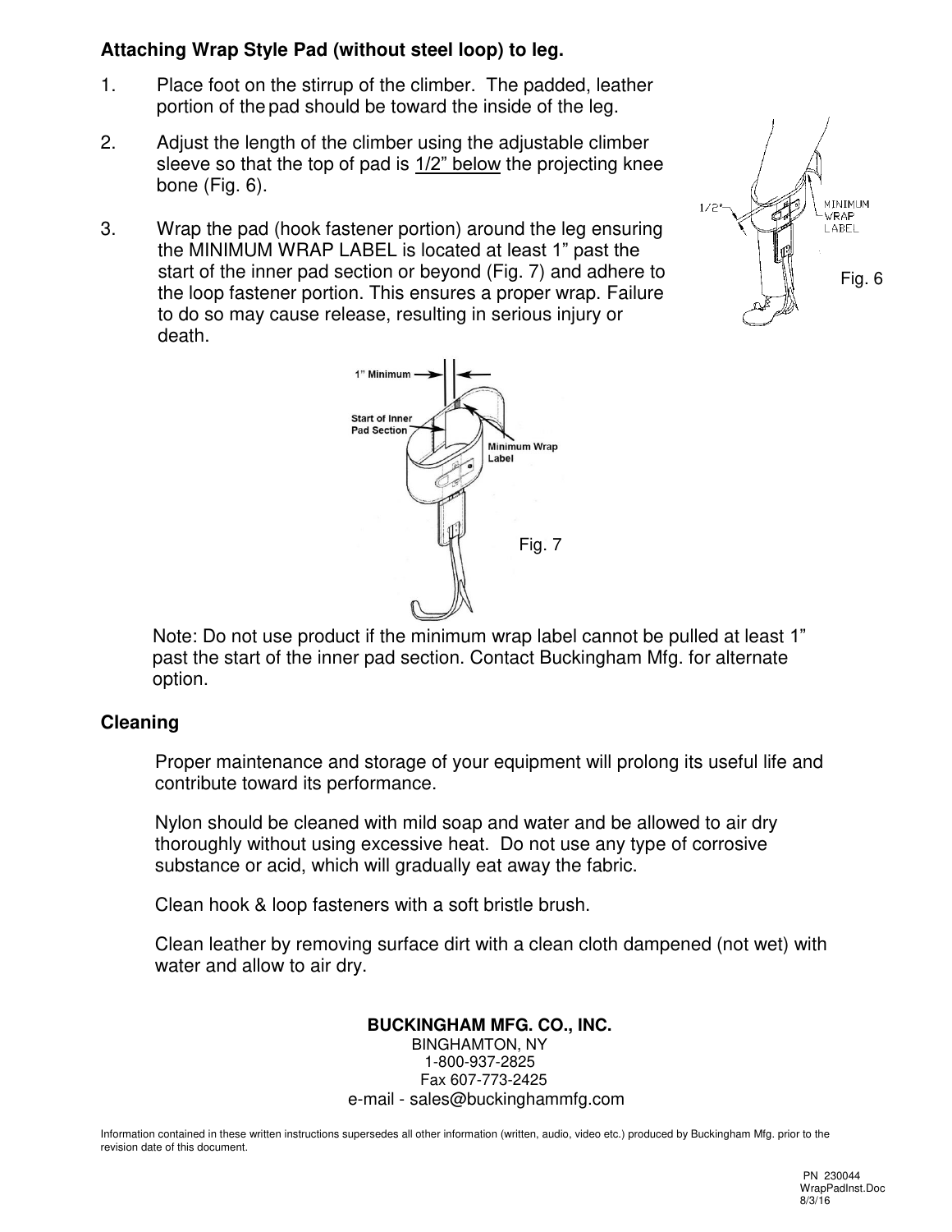**Attaching Wrap Style Pad (without steel loop) to leg.**

1. Place foot on the stirrup of the climber. The padded, leather portion of the pad should be toward the inside of the leg.

2. Adjust the length of the climber using the adjustable climber sleeve so that the top of pad is 1/2" below the projecting knee bone (Fig. 6).

3. Wrap the pad (hook fastener portion) around the leg ensuring the MINIMUM WRAP LABEL is located at least 1" past the start of the inner pad section or beyond (Fig. 7) and adhere to the loop fastener portion. This ensures a proper wrap. Failure to do so may cause release, resulting in serious injury or death.

1/2"

MINIMUM WRAP LABEL

Fig. 6

1" Minimum

Start of Inner Pad Section

Minimum Wrap Label

Fig. 7

Note: Do not use product if the minimum wrap label cannot be pulled at least 1" past the start of the inner pad section. Contact Buckingham Mfg. for alternate option.

**Cleaning**

Proper maintenance and storage of your equipment will prolong its useful life and contribute toward its performance.

Nylon should be cleaned with mild soap and water and be allowed to air dry thoroughly without using excessive heat. Do not use any type of corrosive substance or acid, which will gradually eat away the fabric.

Clean hook & loop fasteners with a soft bristle brush.

Clean leather by removing surface dirt with a clean cloth dampened (not wet) with water and allow to air dry.

**BUCKINGHAM MFG. CO., INC.**
BINGHAMTON, NY
1-800-937-2825
Fax 607-773-2425
e-mail - sales@buckinghammfg.com

Information contained in these written instructions supersedes all other information (written, audio, video etc.) produced by Buckingham Mfg. prior to the revision date of this document.

PN 230044
WrapPadInst.Doc
8/3/16